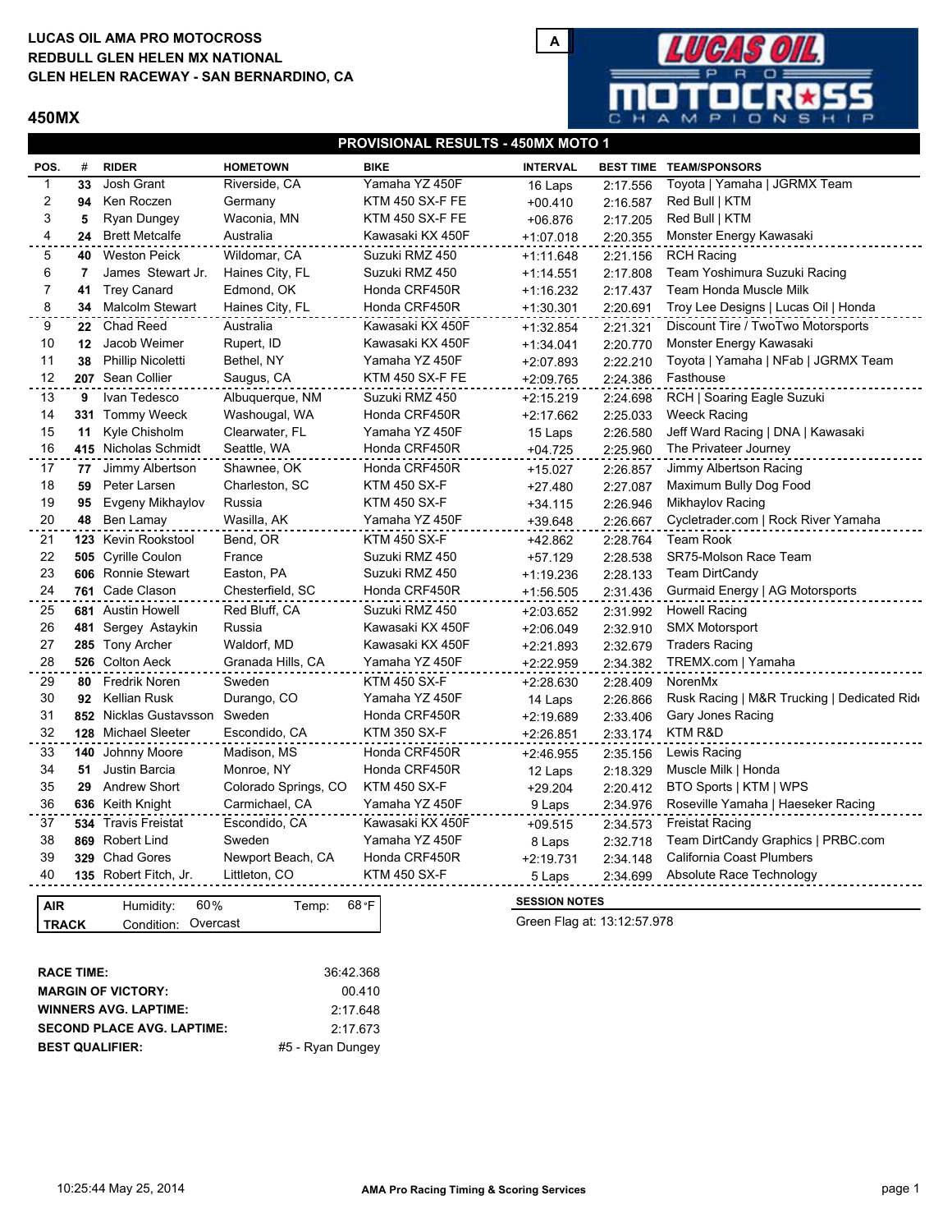**LUCAS OIL AMA PRO MOTOCROSS**
**REDBULL GLEN HELEN MX NATIONAL**
**GLEN HELEN RACEWAY - SAN BERNARDINO, CA**

A

## 450MX

### PROVISIONAL RESULTS - 450MX MOTO 1

| POS. | # | RIDER | HOMETOWN | BIKE | INTERVAL | BEST TIME | TEAM/SPONSORS |
|---|---|---|---|---|---|---|---|
| 1 | 33 | Josh Grant | Riverside, CA | Yamaha YZ 450F | 16 Laps | 2:17.556 | Toyota \| Yamaha \| JGRMX Team |
| 2 | 94 | Ken Roczen | Germany | KTM 450 SX-F FE | +00.410 | 2:16.587 | Red Bull \| KTM |
| 3 | 5 | Ryan Dungey | Waconia, MN | KTM 450 SX-F FE | +06.876 | 2:17.205 | Red Bull \| KTM |
| 4 | 24 | Brett Metcalfe | Australia | Kawasaki KX 450F | +1:07.018 | 2:20.355 | Monster Energy Kawasaki |
| 5 | 40 | Weston Peick | Wildomar, CA | Suzuki RMZ 450 | +1:11.648 | 2:21.156 | RCH Racing |
| 6 | 7 | James Stewart Jr. | Haines City, FL | Suzuki RMZ 450 | +1:14.551 | 2:17.808 | Team Yoshimura Suzuki Racing |
| 7 | 41 | Trey Canard | Edmond, OK | Honda CRF450R | +1:16.232 | 2:17.437 | Team Honda Muscle Milk |
| 8 | 34 | Malcolm Stewart | Haines City, FL | Honda CRF450R | +1:30.301 | 2:20.691 | Troy Lee Designs \| Lucas Oil \| Honda |
| 9 | 22 | Chad Reed | Australia | Kawasaki KX 450F | +1:32.854 | 2:21.321 | Discount Tire / TwoTwo Motorsports |
| 10 | 12 | Jacob Weimer | Rupert, ID | Kawasaki KX 450F | +1:34.041 | 2:20.770 | Monster Energy Kawasaki |
| 11 | 38 | Phillip Nicoletti | Bethel, NY | Yamaha YZ 450F | +2:07.893 | 2:22.210 | Toyota \| Yamaha \| NFab \| JGRMX Team |
| 12 | 207 | Sean Collier | Saugus, CA | KTM 450 SX-F FE | +2:09.765 | 2:24.386 | Fasthouse |
| 13 | 9 | Ivan Tedesco | Albuquerque, NM | Suzuki RMZ 450 | +2:15.219 | 2:24.698 | RCH \| Soaring Eagle Suzuki |
| 14 | 331 | Tommy Weeck | Washougal, WA | Honda CRF450R | +2:17.662 | 2:25.033 | Weeck Racing |
| 15 | 11 | Kyle Chisholm | Clearwater, FL | Yamaha YZ 450F | 15 Laps | 2:26.580 | Jeff Ward Racing \| DNA \| Kawasaki |
| 16 | 415 | Nicholas Schmidt | Seattle, WA | Honda CRF450R | +04.725 | 2:25.960 | The Privateer Journey |
| 17 | 77 | Jimmy Albertson | Shawnee, OK | Honda CRF450R | +15.027 | 2:26.857 | Jimmy Albertson Racing |
| 18 | 59 | Peter Larsen | Charleston, SC | KTM 450 SX-F | +27.480 | 2:27.087 | Maximum Bully Dog Food |
| 19 | 95 | Evgeny Mikhaylov | Russia | KTM 450 SX-F | +34.115 | 2:26.946 | Mikhaylov Racing |
| 20 | 48 | Ben Lamay | Wasilla, AK | Yamaha YZ 450F | +39.648 | 2:26.667 | Cycletrader.com \| Rock River Yamaha |
| 21 | 123 | Kevin Rookstool | Bend, OR | KTM 450 SX-F | +42.862 | 2:28.764 | Team Rook |
| 22 | 505 | Cyrille Coulon | France | Suzuki RMZ 450 | +57.129 | 2:28.538 | SR75-Molson Race Team |
| 23 | 606 | Ronnie Stewart | Easton, PA | Suzuki RMZ 450 | +1:19.236 | 2:28.133 | Team DirtCandy |
| 24 | 761 | Cade Clason | Chesterfield, SC | Honda CRF450R | +1:56.505 | 2:31.436 | Gurmaid Energy \| AG Motorsports |
| 25 | 681 | Austin Howell | Red Bluff, CA | Suzuki RMZ 450 | +2:03.652 | 2:31.992 | Howell Racing |
| 26 | 481 | Sergey Astaykin | Russia | Kawasaki KX 450F | +2:06.049 | 2:32.910 | SMX Motorsport |
| 27 | 285 | Tony Archer | Waldorf, MD | Kawasaki KX 450F | +2:21.893 | 2:32.679 | Traders Racing |
| 28 | 526 | Colton Aeck | Granada Hills, CA | Yamaha YZ 450F | +2:22.959 | 2:34.382 | TREMX.com \| Yamaha |
| 29 | 80 | Fredrik Noren | Sweden | KTM 450 SX-F | +2:28.630 | 2:28.409 | NorenMx |
| 30 | 92 | Kellian Rusk | Durango, CO | Yamaha YZ 450F | 14 Laps | 2:26.866 | Rusk Racing \| M&R Trucking \| Dedicated Rid |
| 31 | 852 | Nicklas Gustavsson | Sweden | Honda CRF450R | +2:19.689 | 2:33.406 | Gary Jones Racing |
| 32 | 128 | Michael Sleeter | Escondido, CA | KTM 350 SX-F | +2:26.851 | 2:33.174 | KTM R&D |
| 33 | 140 | Johnny Moore | Madison, MS | Honda CRF450R | +2:46.955 | 2:35.156 | Lewis Racing |
| 34 | 51 | Justin Barcia | Monroe, NY | Honda CRF450R | 12 Laps | 2:18.329 | Muscle Milk \| Honda |
| 35 | 29 | Andrew Short | Colorado Springs, CO | KTM 450 SX-F | +29.204 | 2:20.412 | BTO Sports \| KTM \| WPS |
| 36 | 636 | Keith Knight | Carmichael, CA | Yamaha YZ 450F | 9 Laps | 2:34.976 | Roseville Yamaha \| Haeseker Racing |
| 37 | 534 | Travis Freistat | Escondido, CA | Kawasaki KX 450F | +09.515 | 2:34.573 | Freistat Racing |
| 38 | 869 | Robert Lind | Sweden | Yamaha YZ 450F | 8 Laps | 2:32.718 | Team DirtCandy Graphics \| PRBC.com |
| 39 | 329 | Chad Gores | Newport Beach, CA | Honda CRF450R | +2:19.731 | 2:34.148 | California Coast Plumbers |
| 40 | 135 | Robert Fitch, Jr. | Littleton, CO | KTM 450 SX-F | 5 Laps | 2:34.699 | Absolute Race Technology |

| | | | |
|---|---|---|---|
| **AIR** | Humidity: 60% | Temp: | 68°F |
| **TRACK** | Condition: Overcast | | |

**SESSION NOTES**

Green Flag at: 13:12:57.978

| | |
|---|---|
| **RACE TIME:** | 36:42.368 |
| **MARGIN OF VICTORY:** | 00.410 |
| **WINNERS AVG. LAPTIME:** | 2:17.648 |
| **SECOND PLACE AVG. LAPTIME:** | 2:17.673 |
| **BEST QUALIFIER:** | #5 - Ryan Dungey |

10:25:44 May 25, 2014

AMA Pro Racing Timing & Scoring Services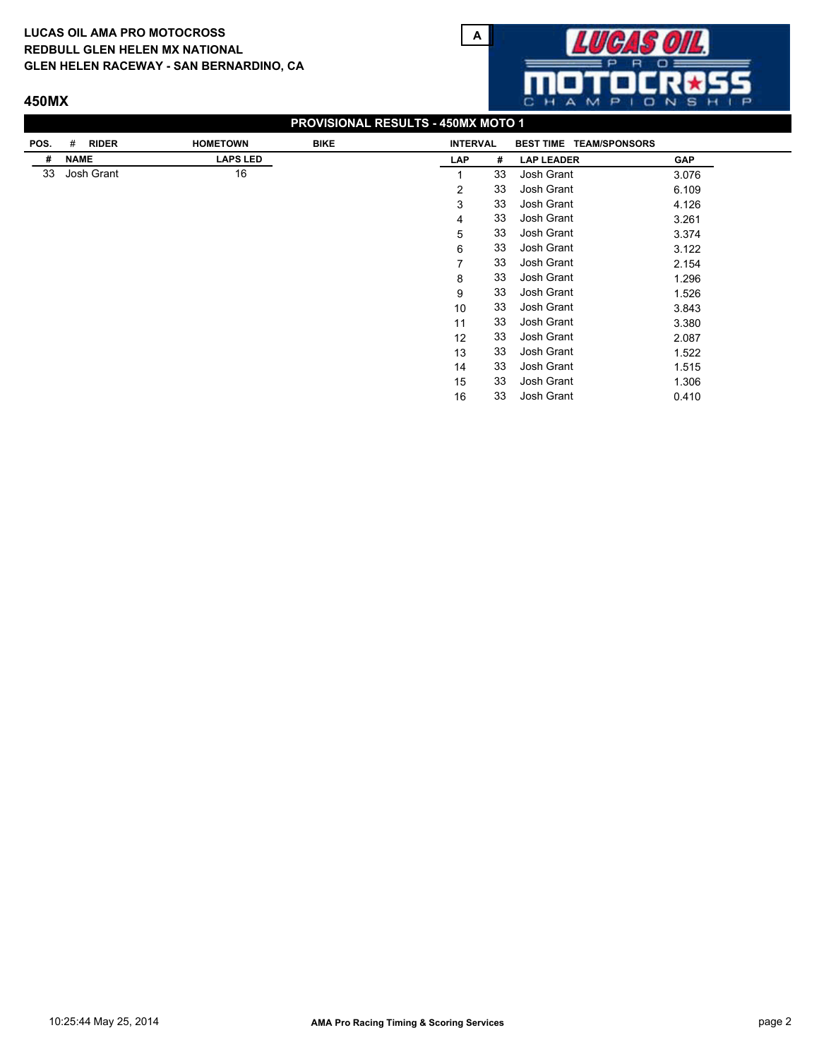**LUCAS OIL AMA PRO MOTOCROSS**
**REDBULL GLEN HELEN MX NATIONAL**
**GLEN HELEN RACEWAY - SAN BERNARDINO, CA**

A

## 450MX

### PROVISIONAL RESULTS - 450MX MOTO 1

| POS. | # | RIDER | HOMETOWN | BIKE | INTERVAL | BEST TIME | TEAM/SPONSORS |
|---|---|---|---|---|---|---|---|

| # | NAME | LAPS LED |
|---|---|---|
| 33 | Josh Grant | 16 |

| LAP | # | LAP LEADER | GAP |
|---|---|---|---|
| 1 | 33 | Josh Grant | 3.076 |
| 2 | 33 | Josh Grant | 6.109 |
| 3 | 33 | Josh Grant | 4.126 |
| 4 | 33 | Josh Grant | 3.261 |
| 5 | 33 | Josh Grant | 3.374 |
| 6 | 33 | Josh Grant | 3.122 |
| 7 | 33 | Josh Grant | 2.154 |
| 8 | 33 | Josh Grant | 1.296 |
| 9 | 33 | Josh Grant | 1.526 |
| 10 | 33 | Josh Grant | 3.843 |
| 11 | 33 | Josh Grant | 3.380 |
| 12 | 33 | Josh Grant | 2.087 |
| 13 | 33 | Josh Grant | 1.522 |
| 14 | 33 | Josh Grant | 1.515 |
| 15 | 33 | Josh Grant | 1.306 |
| 16 | 33 | Josh Grant | 0.410 |

10:25:44 May 25, 2014

AMA Pro Racing Timing & Scoring Services